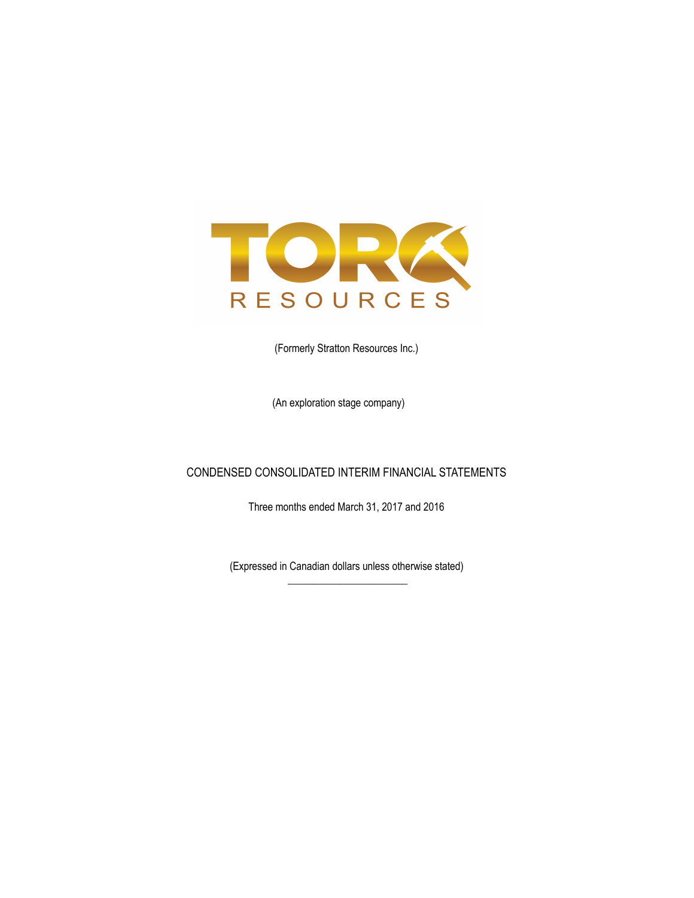TORQ RESOURCES

(Formerly Stratton Resources Inc.)

(An exploration stage company)

# CONDENSED CONSOLIDATED INTERIM FINANCIAL STATEMENTS

Three months ended March 31, 2017 and 2016

(Expressed in Canadian dollars unless otherwise stated)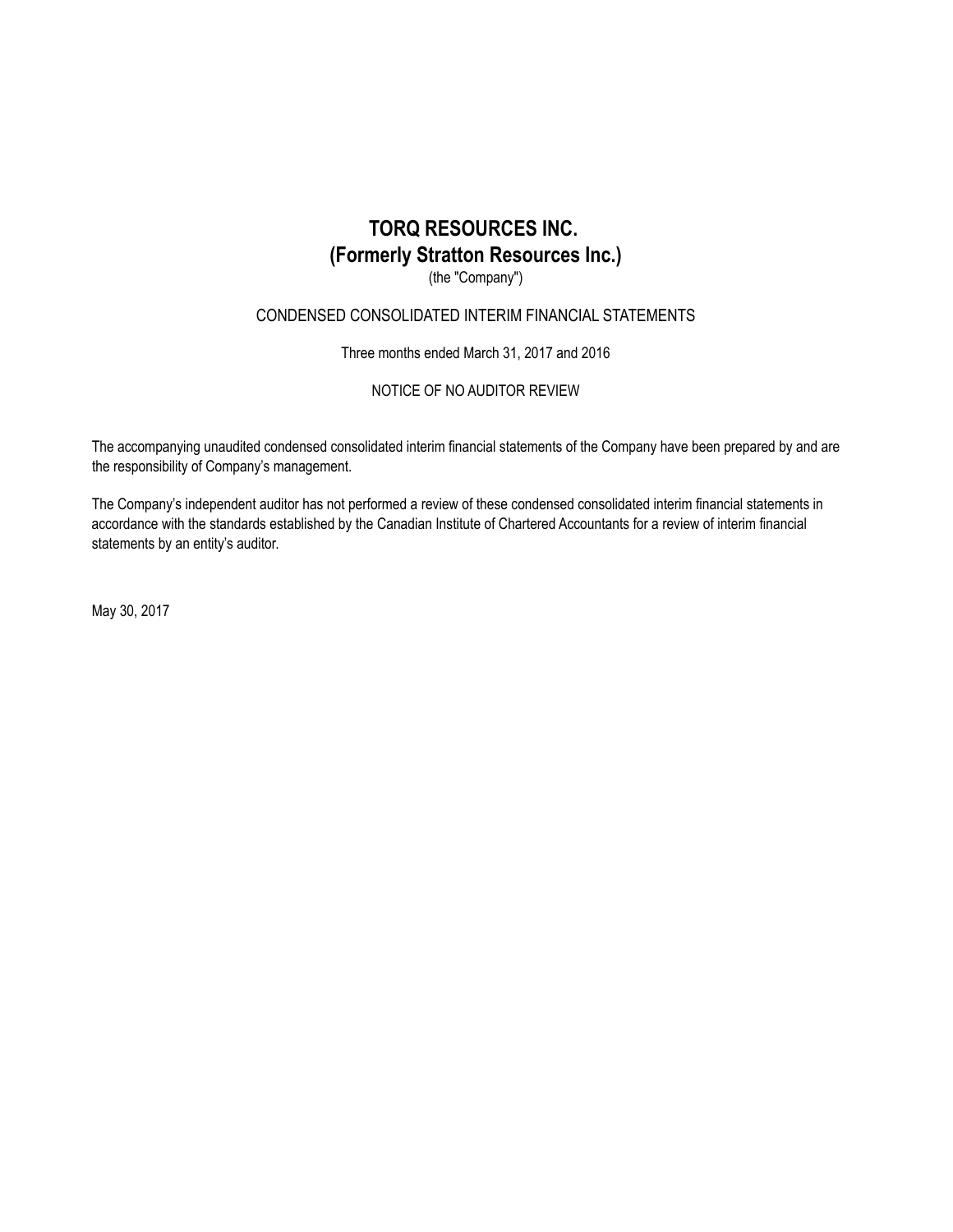# TORQ RESOURCES INC.
# (Formerly Stratton Resources Inc.)

(the "Company")

CONDENSED CONSOLIDATED INTERIM FINANCIAL STATEMENTS

Three months ended March 31, 2017 and 2016

NOTICE OF NO AUDITOR REVIEW

The accompanying unaudited condensed consolidated interim financial statements of the Company have been prepared by and are the responsibility of Company's management.

The Company's independent auditor has not performed a review of these condensed consolidated interim financial statements in accordance with the standards established by the Canadian Institute of Chartered Accountants for a review of interim financial statements by an entity's auditor.

May 30, 2017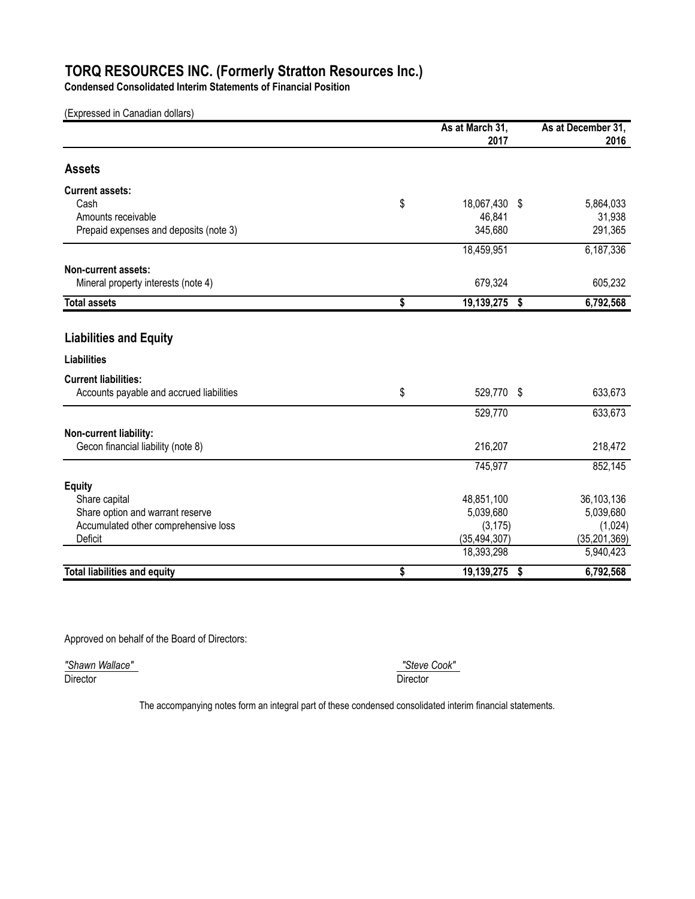# TORQ RESOURCES INC. (Formerly Stratton Resources Inc.)

**Condensed Consolidated Interim Statements of Financial Position**

(Expressed in Canadian dollars)

| | As at March 31, 2017 | As at December 31, 2016 |
|---|---|---|
| **Assets** | | |
| **Current assets:** | | |
| Cash | $ 18,067,430 | $ 5,864,033 |
| Amounts receivable | 46,841 | 31,938 |
| Prepaid expenses and deposits (note 3) | 345,680 | 291,365 |
| | 18,459,951 | 6,187,336 |
| **Non-current assets:** | | |
| Mineral property interests (note 4) | 679,324 | 605,232 |
| **Total assets** | **$ 19,139,275** | **$ 6,792,568** |
| **Liabilities and Equity** | | |
| **Liabilities** | | |
| **Current liabilities:** | | |
| Accounts payable and accrued liabilities | $ 529,770 | $ 633,673 |
| | 529,770 | 633,673 |
| **Non-current liability:** | | |
| Gecon financial liability (note 8) | 216,207 | 218,472 |
| | 745,977 | 852,145 |
| **Equity** | | |
| Share capital | 48,851,100 | 36,103,136 |
| Share option and warrant reserve | 5,039,680 | 5,039,680 |
| Accumulated other comprehensive loss | (3,175) | (1,024) |
| Deficit | (35,494,307) | (35,201,369) |
| | 18,393,298 | 5,940,423 |
| **Total liabilities and equity** | **$ 19,139,275** | **$ 6,792,568** |

Approved on behalf of the Board of Directors:

*"Shawn Wallace"*
Director

*"Steve Cook"*
Director

The accompanying notes form an integral part of these condensed consolidated interim financial statements.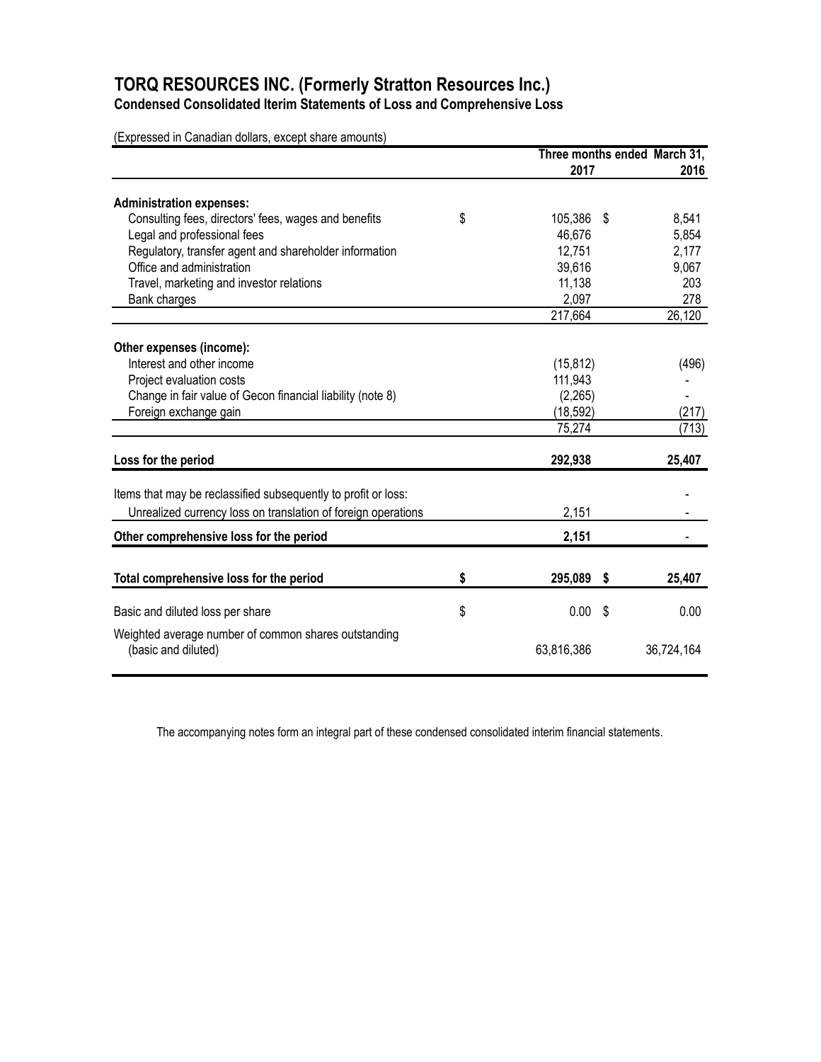# TORQ RESOURCES INC. (Formerly Stratton Resources Inc.)

## Condensed Consolidated Iterim Statements of Loss and Comprehensive Loss

(Expressed in Canadian dollars, except share amounts)

| | Three months ended March 31, 2017 | 2016 |
|---|---|---|
| **Administration expenses:** | | |
| Consulting fees, directors' fees, wages and benefits | $ 105,386 | $ 8,541 |
| Legal and professional fees | 46,676 | 5,854 |
| Regulatory, transfer agent and shareholder information | 12,751 | 2,177 |
| Office and administration | 39,616 | 9,067 |
| Travel, marketing and investor relations | 11,138 | 203 |
| Bank charges | 2,097 | 278 |
| | 217,664 | 26,120 |
| **Other expenses (income):** | | |
| Interest and other income | (15,812) | (496) |
| Project evaluation costs | 111,943 | - |
| Change in fair value of Gecon financial liability (note 8) | (2,265) | - |
| Foreign exchange gain | (18,592) | (217) |
| | 75,274 | (713) |
| **Loss for the period** | **292,938** | **25,407** |
| Items that may be reclassified subsequently to profit or loss: | | - |
| Unrealized currency loss on translation of foreign operations | 2,151 | - |
| **Other comprehensive loss for the period** | **2,151** | - |
| **Total comprehensive loss for the period** | **$ 295,089** | **$ 25,407** |
| Basic and diluted loss per share | $ 0.00 | $ 0.00 |
| Weighted average number of common shares outstanding (basic and diluted) | 63,816,386 | 36,724,164 |

The accompanying notes form an integral part of these condensed consolidated interim financial statements.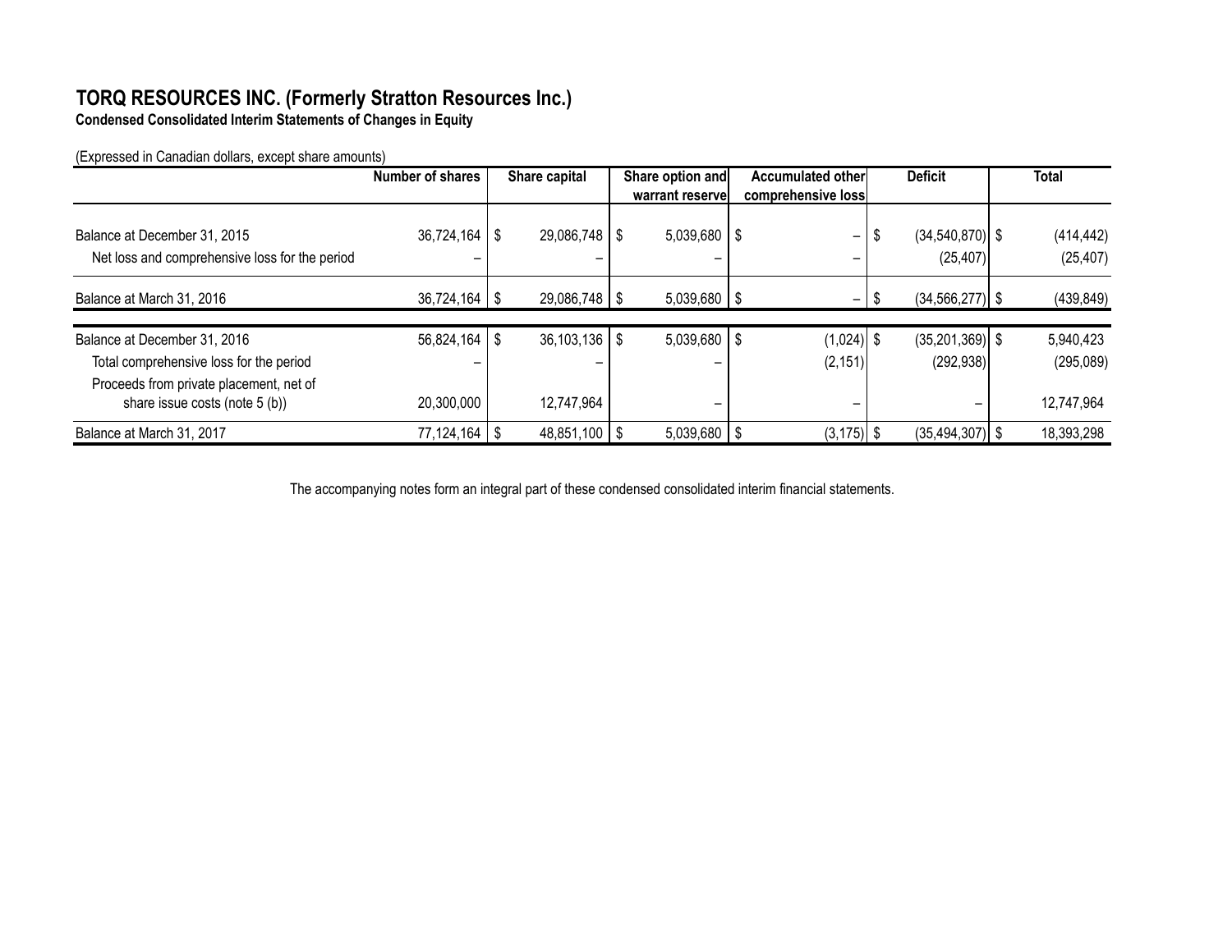# TORQ RESOURCES INC. (Formerly Stratton Resources Inc.)

**Condensed Consolidated Interim Statements of Changes in Equity**

(Expressed in Canadian dollars, except share amounts)

| | Number of shares | Share capital | Share option and warrant reserve | Accumulated other comprehensive loss | Deficit | Total |
|---|---|---|---|---|---|---|
| Balance at December 31, 2015 | 36,724,164 | $ 29,086,748 | $ 5,039,680 | $ – | $ (34,540,870) | $ (414,442) |
| Net loss and comprehensive loss for the period | – | – | – | – | (25,407) | (25,407) |
| Balance at March 31, 2016 | 36,724,164 | $ 29,086,748 | $ 5,039,680 | $ – | $ (34,566,277) | $ (439,849) |
| | | | | | | |
| Balance at December 31, 2016 | 56,824,164 | $ 36,103,136 | $ 5,039,680 | $ (1,024) | $ (35,201,369) | $ 5,940,423 |
| Total comprehensive loss for the period | – | – | – | (2,151) | (292,938) | (295,089) |
| Proceeds from private placement, net of share issue costs (note 5 (b)) | 20,300,000 | 12,747,964 | – | – | – | 12,747,964 |
| Balance at March 31, 2017 | 77,124,164 | $ 48,851,100 | $ 5,039,680 | $ (3,175) | $ (35,494,307) | $ 18,393,298 |

The accompanying notes form an integral part of these condensed consolidated interim financial statements.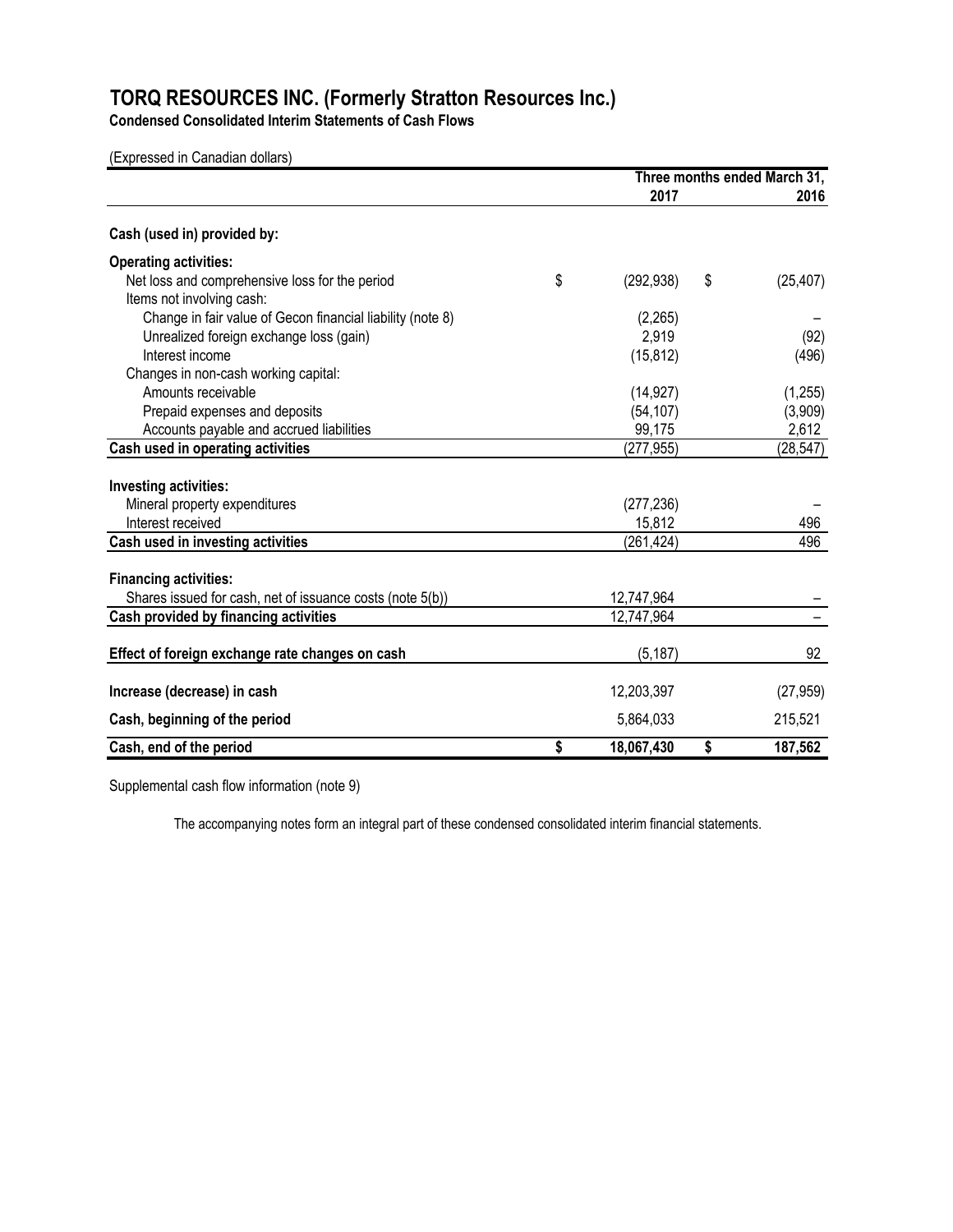# TORQ RESOURCES INC. (Formerly Stratton Resources Inc.)

**Condensed Consolidated Interim Statements of Cash Flows**

(Expressed in Canadian dollars)

| | Three months ended March 31, 2017 | 2016 |
|---|---|---|
| **Cash (used in) provided by:** | | |
| **Operating activities:** | | |
| Net loss and comprehensive loss for the period | $ (292,938) | $ (25,407) |
| Items not involving cash: | | |
| Change in fair value of Gecon financial liability (note 8) | (2,265) | – |
| Unrealized foreign exchange loss (gain) | 2,919 | (92) |
| Interest income | (15,812) | (496) |
| Changes in non-cash working capital: | | |
| Amounts receivable | (14,927) | (1,255) |
| Prepaid expenses and deposits | (54,107) | (3,909) |
| Accounts payable and accrued liabilities | 99,175 | 2,612 |
| **Cash used in operating activities** | (277,955) | (28,547) |
| **Investing activities:** | | |
| Mineral property expenditures | (277,236) | – |
| Interest received | 15,812 | 496 |
| **Cash used in investing activities** | (261,424) | 496 |
| **Financing activities:** | | |
| Shares issued for cash, net of issuance costs (note 5(b)) | 12,747,964 | – |
| **Cash provided by financing activities** | 12,747,964 | – |
| **Effect of foreign exchange rate changes on cash** | (5,187) | 92 |
| **Increase (decrease) in cash** | 12,203,397 | (27,959) |
| **Cash, beginning of the period** | 5,864,033 | 215,521 |
| **Cash, end of the period** | **$ 18,067,430** | **$ 187,562** |

Supplemental cash flow information (note 9)

The accompanying notes form an integral part of these condensed consolidated interim financial statements.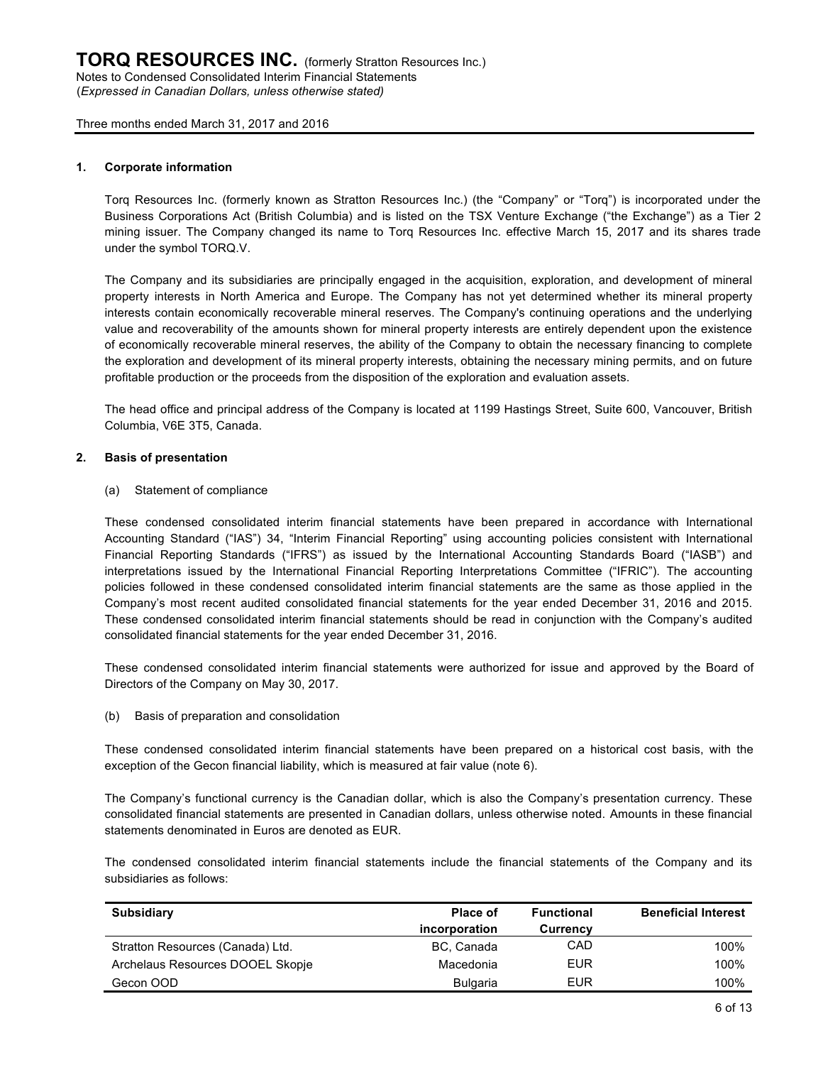## 1. Corporate information

Torq Resources Inc. (formerly known as Stratton Resources Inc.) (the "Company" or "Torq") is incorporated under the Business Corporations Act (British Columbia) and is listed on the TSX Venture Exchange ("the Exchange") as a Tier 2 mining issuer. The Company changed its name to Torq Resources Inc. effective March 15, 2017 and its shares trade under the symbol TORQ.V.

The Company and its subsidiaries are principally engaged in the acquisition, exploration, and development of mineral property interests in North America and Europe. The Company has not yet determined whether its mineral property interests contain economically recoverable mineral reserves. The Company's continuing operations and the underlying value and recoverability of the amounts shown for mineral property interests are entirely dependent upon the existence of economically recoverable mineral reserves, the ability of the Company to obtain the necessary financing to complete the exploration and development of its mineral property interests, obtaining the necessary mining permits, and on future profitable production or the proceeds from the disposition of the exploration and evaluation assets.

The head office and principal address of the Company is located at 1199 Hastings Street, Suite 600, Vancouver, British Columbia, V6E 3T5, Canada.

## 2. Basis of presentation

### (a) Statement of compliance

These condensed consolidated interim financial statements have been prepared in accordance with International Accounting Standard ("IAS") 34, "Interim Financial Reporting" using accounting policies consistent with International Financial Reporting Standards ("IFRS") as issued by the International Accounting Standards Board ("IASB") and interpretations issued by the International Financial Reporting Interpretations Committee ("IFRIC"). The accounting policies followed in these condensed consolidated interim financial statements are the same as those applied in the Company's most recent audited consolidated financial statements for the year ended December 31, 2016 and 2015. These condensed consolidated interim financial statements should be read in conjunction with the Company's audited consolidated financial statements for the year ended December 31, 2016.

These condensed consolidated interim financial statements were authorized for issue and approved by the Board of Directors of the Company on May 30, 2017.

### (b) Basis of preparation and consolidation

These condensed consolidated interim financial statements have been prepared on a historical cost basis, with the exception of the Gecon financial liability, which is measured at fair value (note 6).

The Company's functional currency is the Canadian dollar, which is also the Company's presentation currency. These consolidated financial statements are presented in Canadian dollars, unless otherwise noted. Amounts in these financial statements denominated in Euros are denoted as EUR.

The condensed consolidated interim financial statements include the financial statements of the Company and its subsidiaries as follows:

| Subsidiary | Place of incorporation | Functional Currency | Beneficial Interest |
|---|---|---|---|
| Stratton Resources (Canada) Ltd. | BC, Canada | CAD | 100% |
| Archelaus Resources DOOEL Skopje | Macedonia | EUR | 100% |
| Gecon OOD | Bulgaria | EUR | 100% |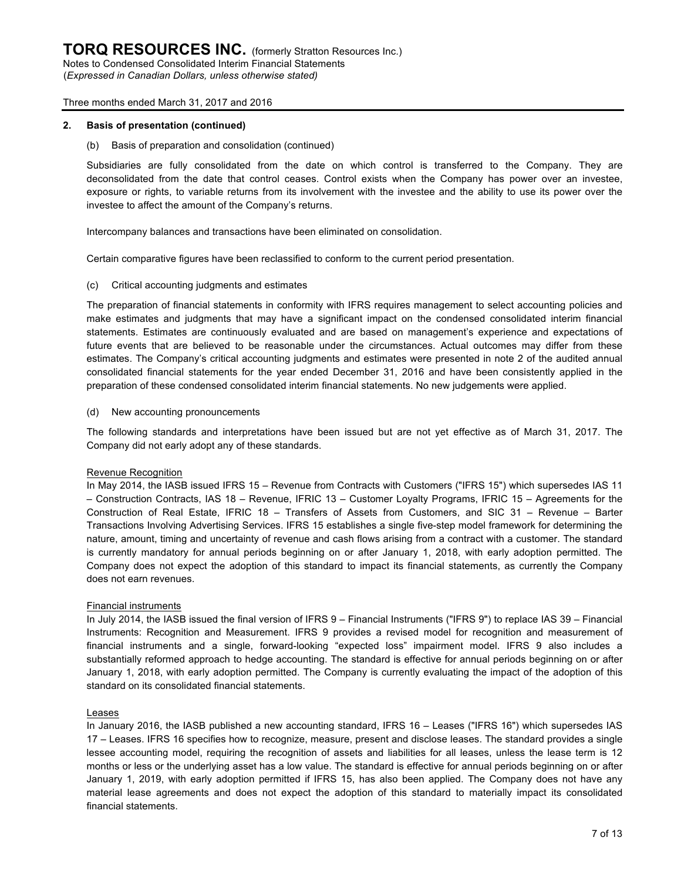## 2. Basis of presentation (continued)

(b) Basis of preparation and consolidation (continued)

Subsidiaries are fully consolidated from the date on which control is transferred to the Company. They are deconsolidated from the date that control ceases. Control exists when the Company has power over an investee, exposure or rights, to variable returns from its involvement with the investee and the ability to use its power over the investee to affect the amount of the Company's returns.

Intercompany balances and transactions have been eliminated on consolidation.

Certain comparative figures have been reclassified to conform to the current period presentation.

(c) Critical accounting judgments and estimates

The preparation of financial statements in conformity with IFRS requires management to select accounting policies and make estimates and judgments that may have a significant impact on the condensed consolidated interim financial statements. Estimates are continuously evaluated and are based on management's experience and expectations of future events that are believed to be reasonable under the circumstances. Actual outcomes may differ from these estimates. The Company's critical accounting judgments and estimates were presented in note 2 of the audited annual consolidated financial statements for the year ended December 31, 2016 and have been consistently applied in the preparation of these condensed consolidated interim financial statements. No new judgements were applied.

(d) New accounting pronouncements

The following standards and interpretations have been issued but are not yet effective as of March 31, 2017. The Company did not early adopt any of these standards.

Revenue Recognition

In May 2014, the IASB issued IFRS 15 – Revenue from Contracts with Customers ("IFRS 15") which supersedes IAS 11 – Construction Contracts, IAS 18 – Revenue, IFRIC 13 – Customer Loyalty Programs, IFRIC 15 – Agreements for the Construction of Real Estate, IFRIC 18 – Transfers of Assets from Customers, and SIC 31 – Revenue – Barter Transactions Involving Advertising Services. IFRS 15 establishes a single five-step model framework for determining the nature, amount, timing and uncertainty of revenue and cash flows arising from a contract with a customer. The standard is currently mandatory for annual periods beginning on or after January 1, 2018, with early adoption permitted. The Company does not expect the adoption of this standard to impact its financial statements, as currently the Company does not earn revenues.

Financial instruments

In July 2014, the IASB issued the final version of IFRS 9 – Financial Instruments ("IFRS 9") to replace IAS 39 – Financial Instruments: Recognition and Measurement. IFRS 9 provides a revised model for recognition and measurement of financial instruments and a single, forward-looking "expected loss" impairment model. IFRS 9 also includes a substantially reformed approach to hedge accounting. The standard is effective for annual periods beginning on or after January 1, 2018, with early adoption permitted. The Company is currently evaluating the impact of the adoption of this standard on its consolidated financial statements.

Leases

In January 2016, the IASB published a new accounting standard, IFRS 16 – Leases ("IFRS 16") which supersedes IAS 17 – Leases. IFRS 16 specifies how to recognize, measure, present and disclose leases. The standard provides a single lessee accounting model, requiring the recognition of assets and liabilities for all leases, unless the lease term is 12 months or less or the underlying asset has a low value. The standard is effective for annual periods beginning on or after January 1, 2019, with early adoption permitted if IFRS 15, has also been applied. The Company does not have any material lease agreements and does not expect the adoption of this standard to materially impact its consolidated financial statements.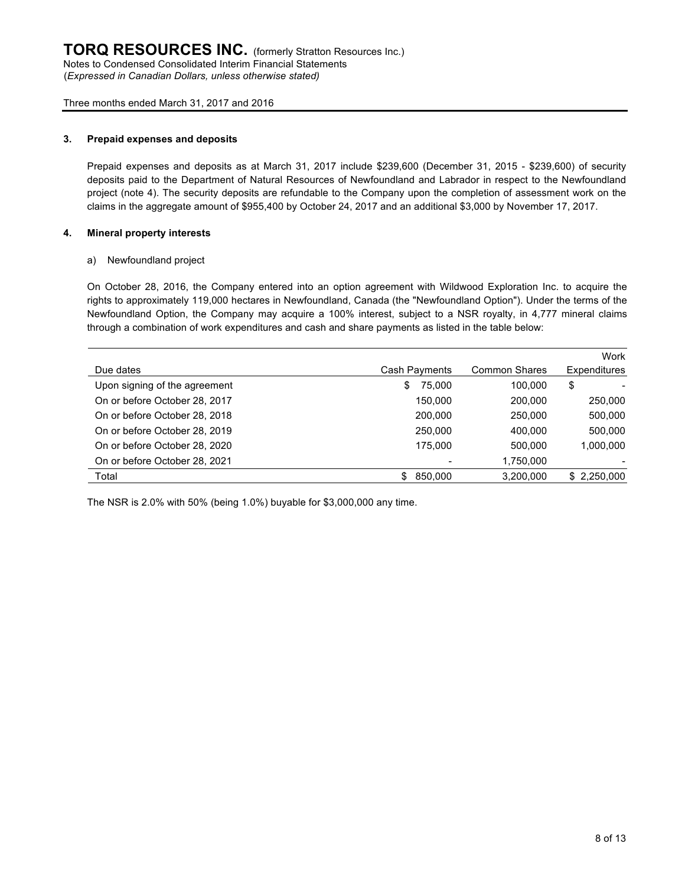**TORQ RESOURCES INC.** (formerly Stratton Resources Inc.)
Notes to Condensed Consolidated Interim Financial Statements
(*Expressed in Canadian Dollars, unless otherwise stated)*

Three months ended March 31, 2017 and 2016

### 3. Prepaid expenses and deposits

Prepaid expenses and deposits as at March 31, 2017 include $239,600 (December 31, 2015 - $239,600) of security deposits paid to the Department of Natural Resources of Newfoundland and Labrador in respect to the Newfoundland project (note 4). The security deposits are refundable to the Company upon the completion of assessment work on the claims in the aggregate amount of $955,400 by October 24, 2017 and an additional $3,000 by November 17, 2017.

### 4. Mineral property interests

a) Newfoundland project

On October 28, 2016, the Company entered into an option agreement with Wildwood Exploration Inc. to acquire the rights to approximately 119,000 hectares in Newfoundland, Canada (the "Newfoundland Option"). Under the terms of the Newfoundland Option, the Company may acquire a 100% interest, subject to a NSR royalty, in 4,777 mineral claims through a combination of work expenditures and cash and share payments as listed in the table below:

| Due dates | Cash Payments | Common Shares | Work Expenditures |
|---|---|---|---|
| Upon signing of the agreement | $ 75,000 | 100,000 | $ - |
| On or before October 28, 2017 | 150,000 | 200,000 | 250,000 |
| On or before October 28, 2018 | 200,000 | 250,000 | 500,000 |
| On or before October 28, 2019 | 250,000 | 400,000 | 500,000 |
| On or before October 28, 2020 | 175,000 | 500,000 | 1,000,000 |
| On or before October 28, 2021 | - | 1,750,000 | - |
| Total | $ 850,000 | 3,200,000 | $ 2,250,000 |

The NSR is 2.0% with 50% (being 1.0%) buyable for $3,000,000 any time.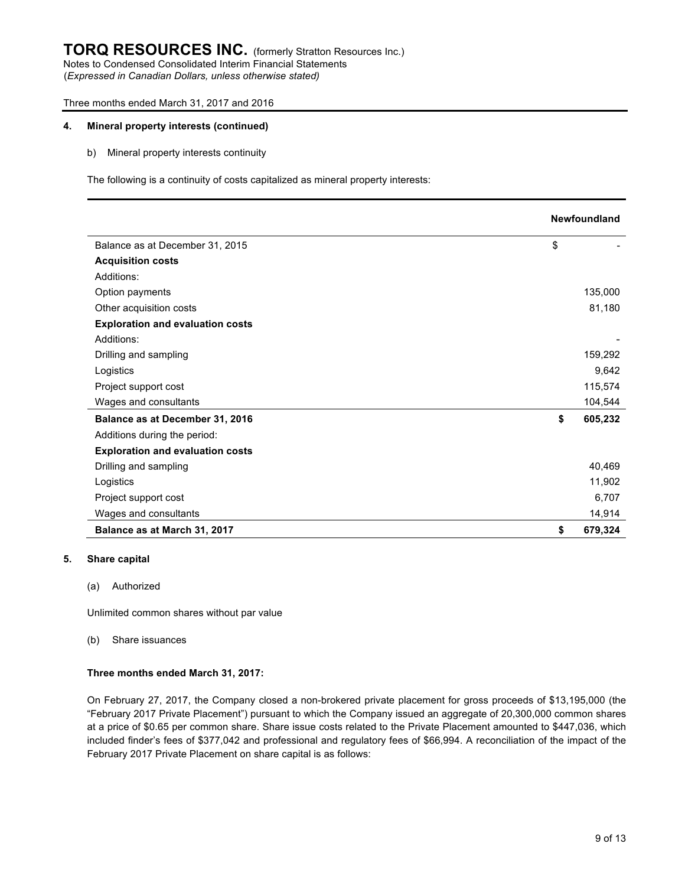## 4. Mineral property interests (continued)

b) Mineral property interests continuity

The following is a continuity of costs capitalized as mineral property interests:

| | | Newfoundland |
|---|---|---|
| Balance as at December 31, 2015 | $ | - |
| **Acquisition costs** | | |
| Additions: | | |
| Option payments | | 135,000 |
| Other acquisition costs | | 81,180 |
| **Exploration and evaluation costs** | | |
| Additions: | | - |
| Drilling and sampling | | 159,292 |
| Logistics | | 9,642 |
| Project support cost | | 115,574 |
| Wages and consultants | | 104,544 |
| **Balance as at December 31, 2016** | **$** | **605,232** |
| Additions during the period: | | |
| **Exploration and evaluation costs** | | |
| Drilling and sampling | | 40,469 |
| Logistics | | 11,902 |
| Project support cost | | 6,707 |
| Wages and consultants | | 14,914 |
| **Balance as at March 31, 2017** | **$** | **679,324** |

## 5. Share capital

(a) Authorized

Unlimited common shares without par value

(b) Share issuances

**Three months ended March 31, 2017:**

On February 27, 2017, the Company closed a non-brokered private placement for gross proceeds of $13,195,000 (the "February 2017 Private Placement") pursuant to which the Company issued an aggregate of 20,300,000 common shares at a price of $0.65 per common share. Share issue costs related to the Private Placement amounted to $447,036, which included finder's fees of $377,042 and professional and regulatory fees of $66,994. A reconciliation of the impact of the February 2017 Private Placement on share capital is as follows: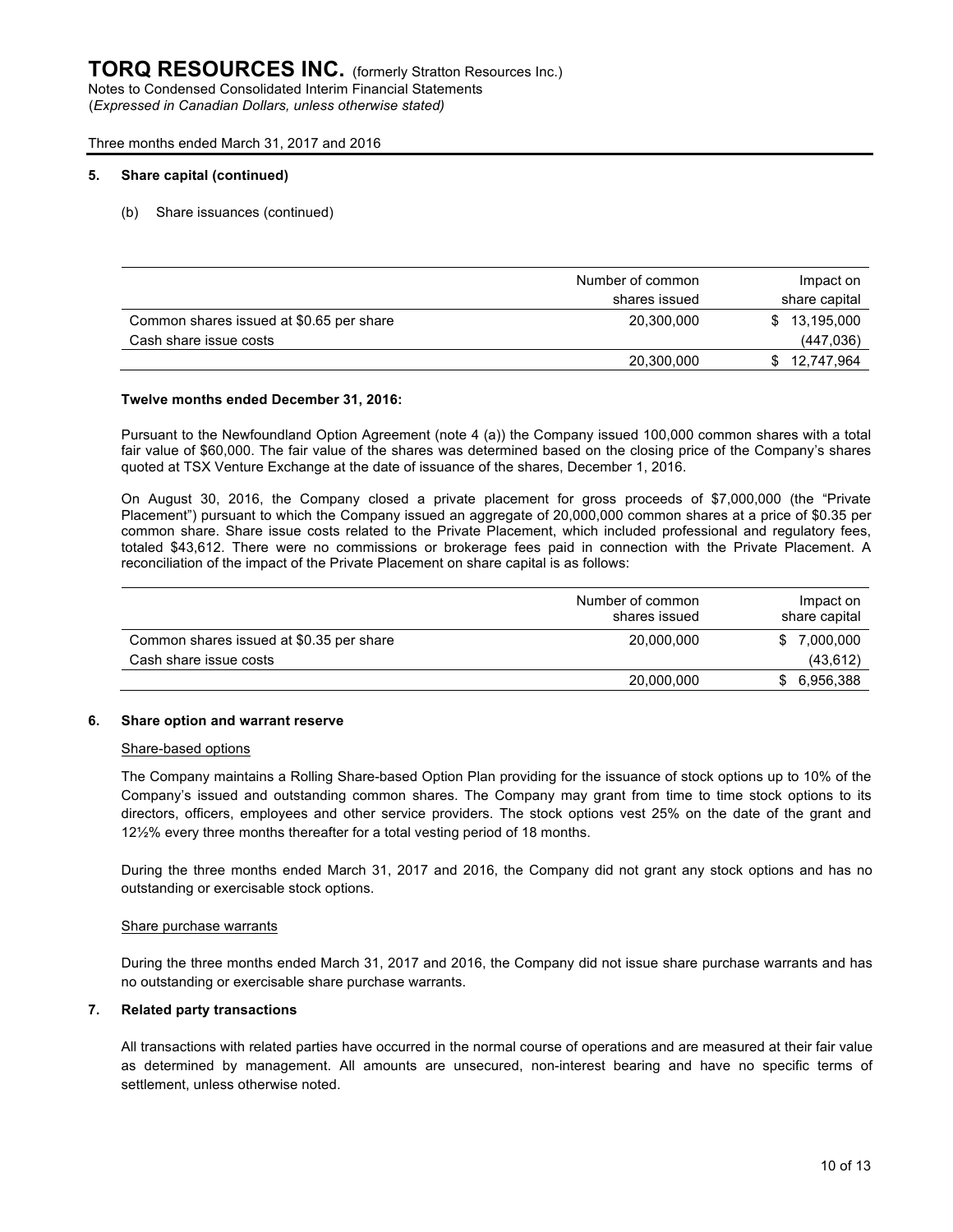## 5. Share capital (continued)

(b) Share issuances (continued)

| | Number of common shares issued | Impact on share capital |
|---|---|---|
| Common shares issued at $0.65 per share | 20,300,000 | $ 13,195,000 |
| Cash share issue costs | | (447,036) |
| | 20,300,000 | $ 12,747,964 |

**Twelve months ended December 31, 2016:**

Pursuant to the Newfoundland Option Agreement (note 4 (a)) the Company issued 100,000 common shares with a total fair value of $60,000. The fair value of the shares was determined based on the closing price of the Company's shares quoted at TSX Venture Exchange at the date of issuance of the shares, December 1, 2016.

On August 30, 2016, the Company closed a private placement for gross proceeds of $7,000,000 (the "Private Placement") pursuant to which the Company issued an aggregate of 20,000,000 common shares at a price of $0.35 per common share. Share issue costs related to the Private Placement, which included professional and regulatory fees, totaled $43,612. There were no commissions or brokerage fees paid in connection with the Private Placement. A reconciliation of the impact of the Private Placement on share capital is as follows:

| | Number of common shares issued | Impact on share capital |
|---|---|---|
| Common shares issued at $0.35 per share | 20,000,000 | $ 7,000,000 |
| Cash share issue costs | | (43,612) |
| | 20,000,000 | $ 6,956,388 |

## 6. Share option and warrant reserve

Share-based options

The Company maintains a Rolling Share-based Option Plan providing for the issuance of stock options up to 10% of the Company's issued and outstanding common shares. The Company may grant from time to time stock options to its directors, officers, employees and other service providers. The stock options vest 25% on the date of the grant and 12½% every three months thereafter for a total vesting period of 18 months.

During the three months ended March 31, 2017 and 2016, the Company did not grant any stock options and has no outstanding or exercisable stock options.

Share purchase warrants

During the three months ended March 31, 2017 and 2016, the Company did not issue share purchase warrants and has no outstanding or exercisable share purchase warrants.

## 7. Related party transactions

All transactions with related parties have occurred in the normal course of operations and are measured at their fair value as determined by management. All amounts are unsecured, non-interest bearing and have no specific terms of settlement, unless otherwise noted.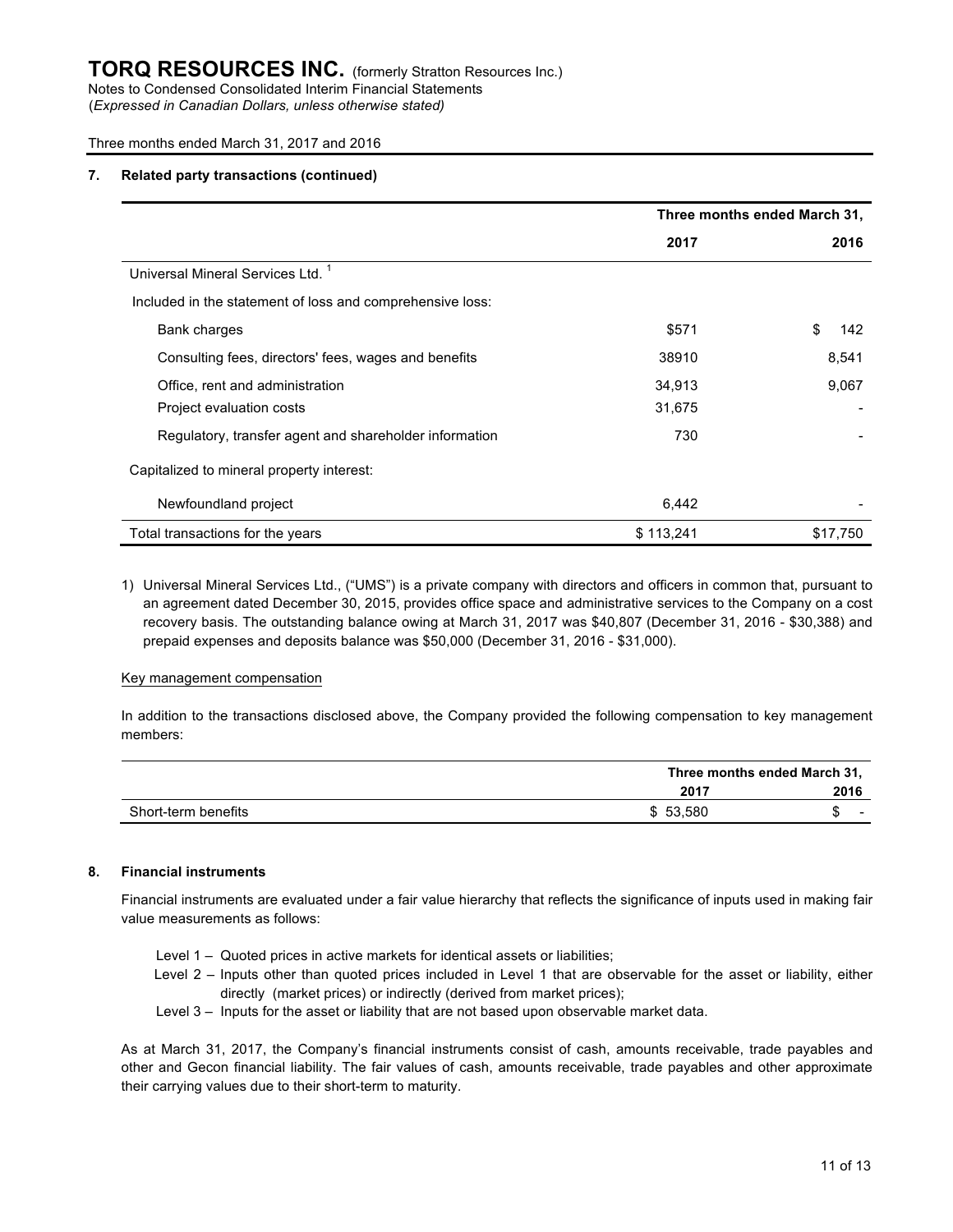## 7. Related party transactions (continued)

| | Three months ended March 31, | |
|---|---|---|
| | **2017** | **2016** |
| Universal Mineral Services Ltd. [1] | | |
| Included in the statement of loss and comprehensive loss: | | |
| Bank charges | $571 | $ 142 |
| Consulting fees, directors' fees, wages and benefits | 38910 | 8,541 |
| Office, rent and administration | 34,913 | 9,067 |
| Project evaluation costs | 31,675 | - |
| Regulatory, transfer agent and shareholder information | 730 | - |
| Capitalized to mineral property interest: | | |
| Newfoundland project | 6,442 | - |
| Total transactions for the years | $ 113,241 | $17,750 |

1) Universal Mineral Services Ltd., ("UMS") is a private company with directors and officers in common that, pursuant to an agreement dated December 30, 2015, provides office space and administrative services to the Company on a cost recovery basis. The outstanding balance owing at March 31, 2017 was $40,807 (December 31, 2016 - $30,388) and prepaid expenses and deposits balance was $50,000 (December 31, 2016 - $31,000).

### Key management compensation

In addition to the transactions disclosed above, the Company provided the following compensation to key management members:

| | Three months ended March 31, | |
|---|---|---|
| | **2017** | **2016** |
| Short-term benefits | $ 53,580 | $ - |

## 8. Financial instruments

Financial instruments are evaluated under a fair value hierarchy that reflects the significance of inputs used in making fair value measurements as follows:

- Level 1 – Quoted prices in active markets for identical assets or liabilities;
- Level 2 – Inputs other than quoted prices included in Level 1 that are observable for the asset or liability, either directly (market prices) or indirectly (derived from market prices);
- Level 3 – Inputs for the asset or liability that are not based upon observable market data.

As at March 31, 2017, the Company's financial instruments consist of cash, amounts receivable, trade payables and other and Gecon financial liability. The fair values of cash, amounts receivable, trade payables and other approximate their carrying values due to their short-term to maturity.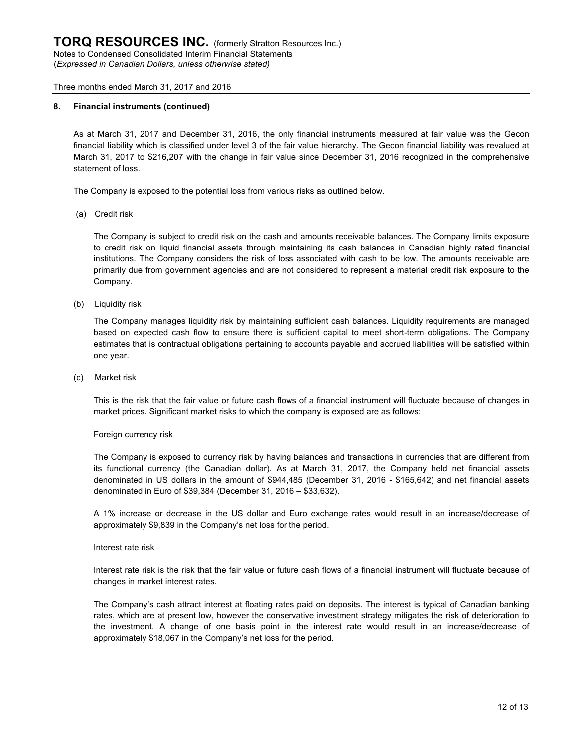## 8. Financial instruments (continued)

As at March 31, 2017 and December 31, 2016, the only financial instruments measured at fair value was the Gecon financial liability which is classified under level 3 of the fair value hierarchy. The Gecon financial liability was revalued at March 31, 2017 to $216,207 with the change in fair value since December 31, 2016 recognized in the comprehensive statement of loss.

The Company is exposed to the potential loss from various risks as outlined below.

(a) Credit risk

The Company is subject to credit risk on the cash and amounts receivable balances. The Company limits exposure to credit risk on liquid financial assets through maintaining its cash balances in Canadian highly rated financial institutions. The Company considers the risk of loss associated with cash to be low. The amounts receivable are primarily due from government agencies and are not considered to represent a material credit risk exposure to the Company.

(b) Liquidity risk

The Company manages liquidity risk by maintaining sufficient cash balances. Liquidity requirements are managed based on expected cash flow to ensure there is sufficient capital to meet short-term obligations. The Company estimates that is contractual obligations pertaining to accounts payable and accrued liabilities will be satisfied within one year.

(c) Market risk

This is the risk that the fair value or future cash flows of a financial instrument will fluctuate because of changes in market prices. Significant market risks to which the company is exposed are as follows:

Foreign currency risk

The Company is exposed to currency risk by having balances and transactions in currencies that are different from its functional currency (the Canadian dollar). As at March 31, 2017, the Company held net financial assets denominated in US dollars in the amount of $944,485 (December 31, 2016 - $165,642) and net financial assets denominated in Euro of $39,384 (December 31, 2016 – $33,632).

A 1% increase or decrease in the US dollar and Euro exchange rates would result in an increase/decrease of approximately $9,839 in the Company's net loss for the period.

Interest rate risk

Interest rate risk is the risk that the fair value or future cash flows of a financial instrument will fluctuate because of changes in market interest rates.

The Company's cash attract interest at floating rates paid on deposits. The interest is typical of Canadian banking rates, which are at present low, however the conservative investment strategy mitigates the risk of deterioration to the investment. A change of one basis point in the interest rate would result in an increase/decrease of approximately $18,067 in the Company's net loss for the period.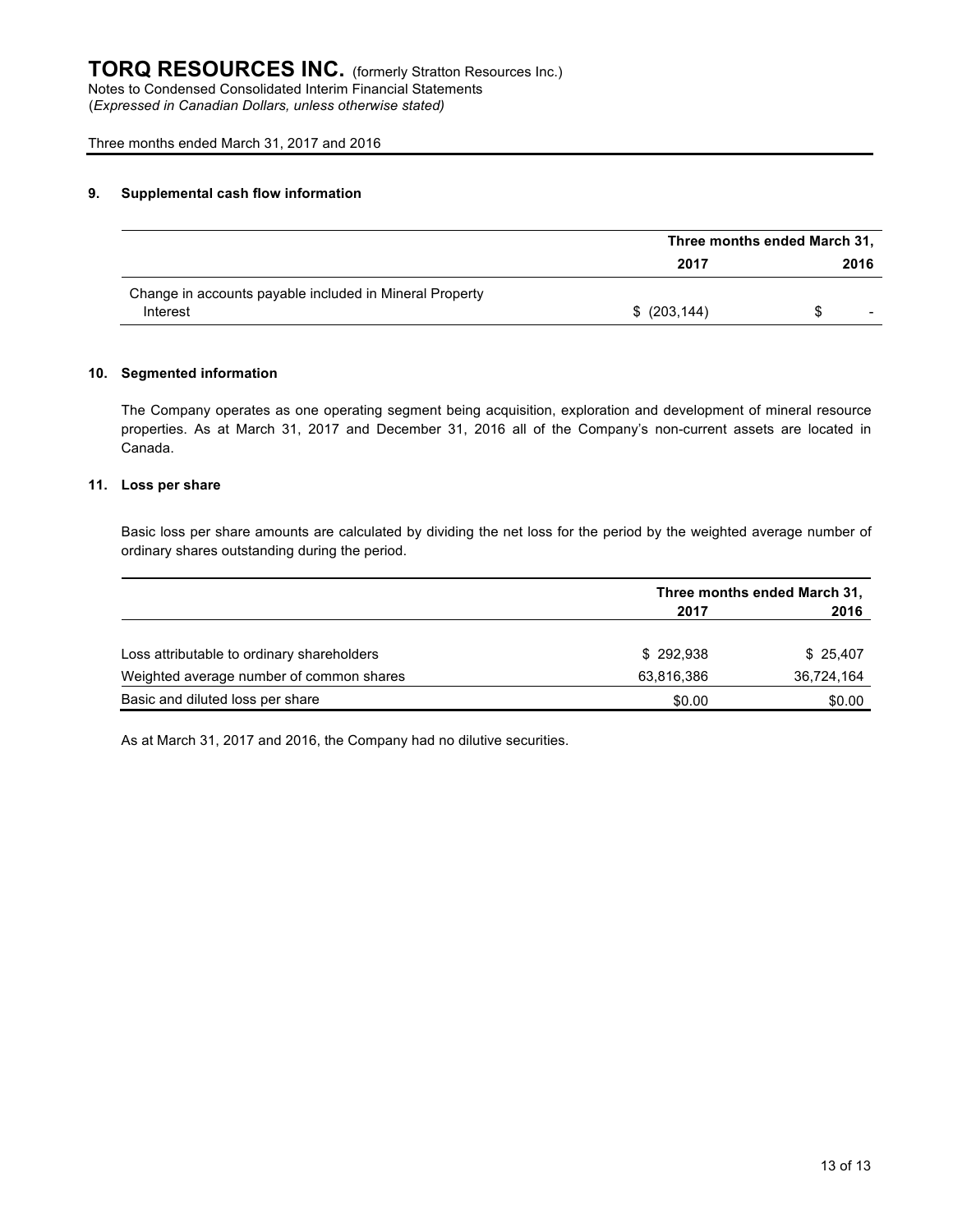## 9. Supplemental cash flow information

| | Three months ended March 31, | |
|---|---|---|
| | 2017 | 2016 |
| Change in accounts payable included in Mineral Property Interest | $ (203,144) | $ - |

## 10. Segmented information

The Company operates as one operating segment being acquisition, exploration and development of mineral resource properties. As at March 31, 2017 and December 31, 2016 all of the Company's non-current assets are located in Canada.

## 11. Loss per share

Basic loss per share amounts are calculated by dividing the net loss for the period by the weighted average number of ordinary shares outstanding during the period.

| | Three months ended March 31, | |
|---|---|---|
| | 2017 | 2016 |
| Loss attributable to ordinary shareholders | $ 292,938 | $ 25,407 |
| Weighted average number of common shares | 63,816,386 | 36,724,164 |
| Basic and diluted loss per share | $0.00 | $0.00 |

As at March 31, 2017 and 2016, the Company had no dilutive securities.